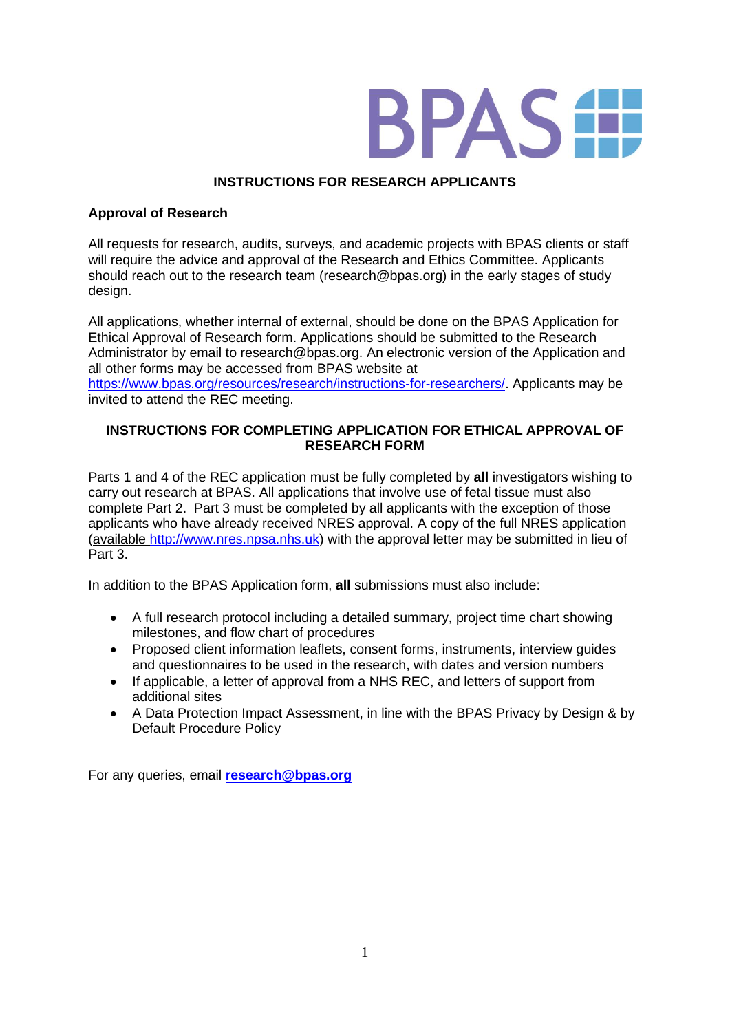BPAS

## INSTRUCTIONS FOR RESEARCH APPLICANTS

### Approval of Research

All requests for research, audits, surveys, and academic projects with BPAS clients or staff will require the advice and approval of the Research and Ethics Committee. Applicants should reach out to the research team (research@bpas.org) in the early stages of study design.

All applications, whether internal of external, should be done on the BPAS Application for Ethical Approval of Research form. Applications should be submitted to the Research Administrator by email to research@bpas.org. An electronic version of the Application and all other forms may be accessed from BPAS website at https://www.bpas.org/resources/research/instructions-for-researchers/. Applicants may be invited to attend the REC meeting.

## INSTRUCTIONS FOR COMPLETING APPLICATION FOR ETHICAL APPROVAL OF RESEARCH FORM

Parts 1 and 4 of the REC application must be fully completed by **all** investigators wishing to carry out research at BPAS. All applications that involve use of fetal tissue must also complete Part 2. Part 3 must be completed by all applicants with the exception of those applicants who have already received NRES approval. A copy of the full NRES application (available http://www.nres.npsa.nhs.uk) with the approval letter may be submitted in lieu of Part 3.

In addition to the BPAS Application form, **all** submissions must also include:

- A full research protocol including a detailed summary, project time chart showing milestones, and flow chart of procedures
- Proposed client information leaflets, consent forms, instruments, interview guides and questionnaires to be used in the research, with dates and version numbers
- If applicable, a letter of approval from a NHS REC, and letters of support from additional sites
- A Data Protection Impact Assessment, in line with the BPAS Privacy by Design & by Default Procedure Policy

For any queries, email **research@bpas.org**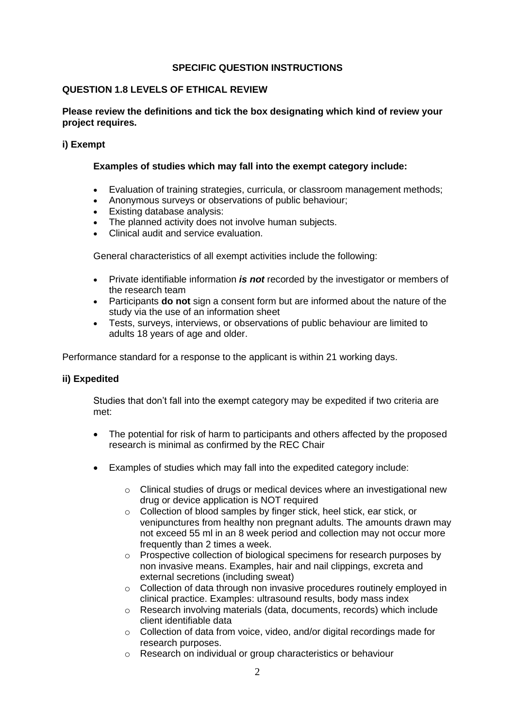## SPECIFIC QUESTION INSTRUCTIONS

### QUESTION 1.8 LEVELS OF ETHICAL REVIEW

**Please review the definitions and tick the box designating which kind of review your project requires.**

**i) Exempt**

**Examples of studies which may fall into the exempt category include:**

- Evaluation of training strategies, curricula, or classroom management methods;
- Anonymous surveys or observations of public behaviour;
- Existing database analysis:
- The planned activity does not involve human subjects.
- Clinical audit and service evaluation.

General characteristics of all exempt activities include the following:

- Private identifiable information ***is not*** recorded by the investigator or members of the research team
- Participants **do not** sign a consent form but are informed about the nature of the study via the use of an information sheet
- Tests, surveys, interviews, or observations of public behaviour are limited to adults 18 years of age and older.

Performance standard for a response to the applicant is within 21 working days.

**ii) Expedited**

Studies that don't fall into the exempt category may be expedited if two criteria are met:

- The potential for risk of harm to participants and others affected by the proposed research is minimal as confirmed by the REC Chair
- Examples of studies which may fall into the expedited category include:
  - Clinical studies of drugs or medical devices where an investigational new drug or device application is NOT required
  - Collection of blood samples by finger stick, heel stick, ear stick, or venipunctures from healthy non pregnant adults. The amounts drawn may not exceed 55 ml in an 8 week period and collection may not occur more frequently than 2 times a week.
  - Prospective collection of biological specimens for research purposes by non invasive means. Examples, hair and nail clippings, excreta and external secretions (including sweat)
  - Collection of data through non invasive procedures routinely employed in clinical practice. Examples: ultrasound results, body mass index
  - Research involving materials (data, documents, records) which include client identifiable data
  - Collection of data from voice, video, and/or digital recordings made for research purposes.
  - Research on individual or group characteristics or behaviour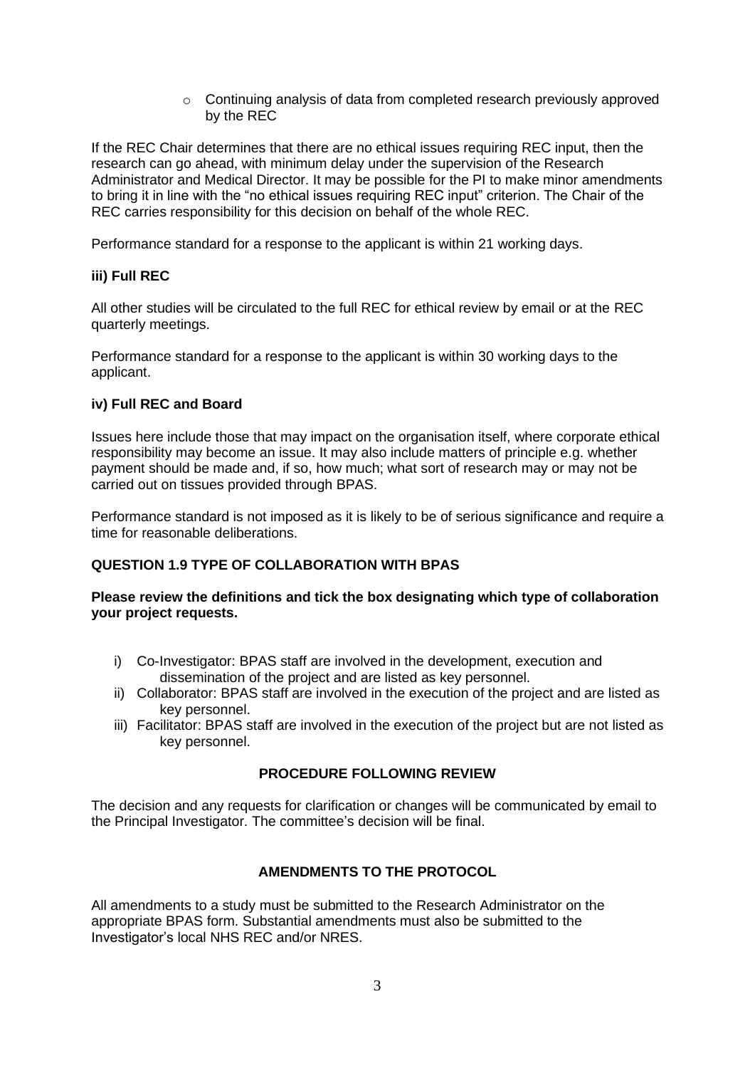- Continuing analysis of data from completed research previously approved by the REC

If the REC Chair determines that there are no ethical issues requiring REC input, then the research can go ahead, with minimum delay under the supervision of the Research Administrator and Medical Director. It may be possible for the PI to make minor amendments to bring it in line with the "no ethical issues requiring REC input" criterion. The Chair of the REC carries responsibility for this decision on behalf of the whole REC.

Performance standard for a response to the applicant is within 21 working days.

### iii) Full REC

All other studies will be circulated to the full REC for ethical review by email or at the REC quarterly meetings.

Performance standard for a response to the applicant is within 30 working days to the applicant.

### iv) Full REC and Board

Issues here include those that may impact on the organisation itself, where corporate ethical responsibility may become an issue. It may also include matters of principle e.g. whether payment should be made and, if so, how much; what sort of research may or may not be carried out on tissues provided through BPAS.

Performance standard is not imposed as it is likely to be of serious significance and require a time for reasonable deliberations.

### QUESTION 1.9 TYPE OF COLLABORATION WITH BPAS

**Please review the definitions and tick the box designating which type of collaboration your project requests.**

i) Co-Investigator: BPAS staff are involved in the development, execution and dissemination of the project and are listed as key personnel.
ii) Collaborator: BPAS staff are involved in the execution of the project and are listed as key personnel.
iii) Facilitator: BPAS staff are involved in the execution of the project but are not listed as key personnel.

## PROCEDURE FOLLOWING REVIEW

The decision and any requests for clarification or changes will be communicated by email to the Principal Investigator. The committee's decision will be final.

## AMENDMENTS TO THE PROTOCOL

All amendments to a study must be submitted to the Research Administrator on the appropriate BPAS form. Substantial amendments must also be submitted to the Investigator's local NHS REC and/or NRES.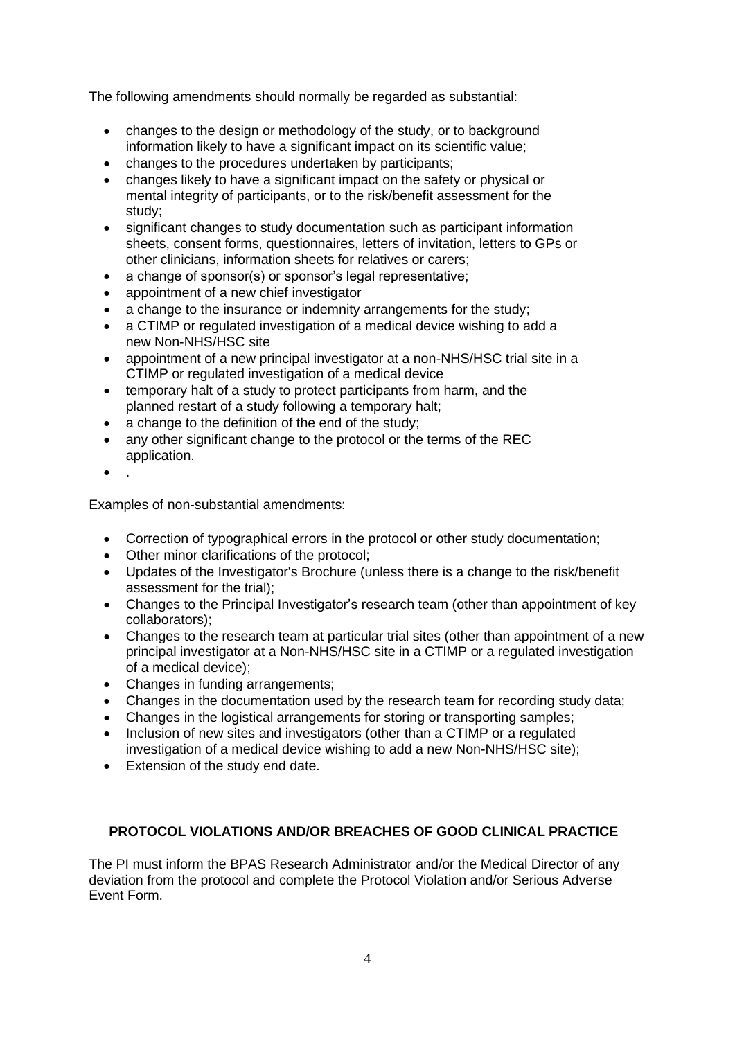The following amendments should normally be regarded as substantial:

- changes to the design or methodology of the study, or to background information likely to have a significant impact on its scientific value;
- changes to the procedures undertaken by participants;
- changes likely to have a significant impact on the safety or physical or mental integrity of participants, or to the risk/benefit assessment for the study;
- significant changes to study documentation such as participant information sheets, consent forms, questionnaires, letters of invitation, letters to GPs or other clinicians, information sheets for relatives or carers;
- a change of sponsor(s) or sponsor's legal representative;
- appointment of a new chief investigator
- a change to the insurance or indemnity arrangements for the study;
- a CTIMP or regulated investigation of a medical device wishing to add a new Non-NHS/HSC site
- appointment of a new principal investigator at a non-NHS/HSC trial site in a CTIMP or regulated investigation of a medical device
- temporary halt of a study to protect participants from harm, and the planned restart of a study following a temporary halt;
- a change to the definition of the end of the study;
- any other significant change to the protocol or the terms of the REC application.
- .

Examples of non-substantial amendments:

- Correction of typographical errors in the protocol or other study documentation;
- Other minor clarifications of the protocol;
- Updates of the Investigator's Brochure (unless there is a change to the risk/benefit assessment for the trial);
- Changes to the Principal Investigator's research team (other than appointment of key collaborators);
- Changes to the research team at particular trial sites (other than appointment of a new principal investigator at a Non-NHS/HSC site in a CTIMP or a regulated investigation of a medical device);
- Changes in funding arrangements;
- Changes in the documentation used by the research team for recording study data;
- Changes in the logistical arrangements for storing or transporting samples;
- Inclusion of new sites and investigators (other than a CTIMP or a regulated investigation of a medical device wishing to add a new Non-NHS/HSC site);
- Extension of the study end date.

## PROTOCOL VIOLATIONS AND/OR BREACHES OF GOOD CLINICAL PRACTICE

The PI must inform the BPAS Research Administrator and/or the Medical Director of any deviation from the protocol and complete the Protocol Violation and/or Serious Adverse Event Form.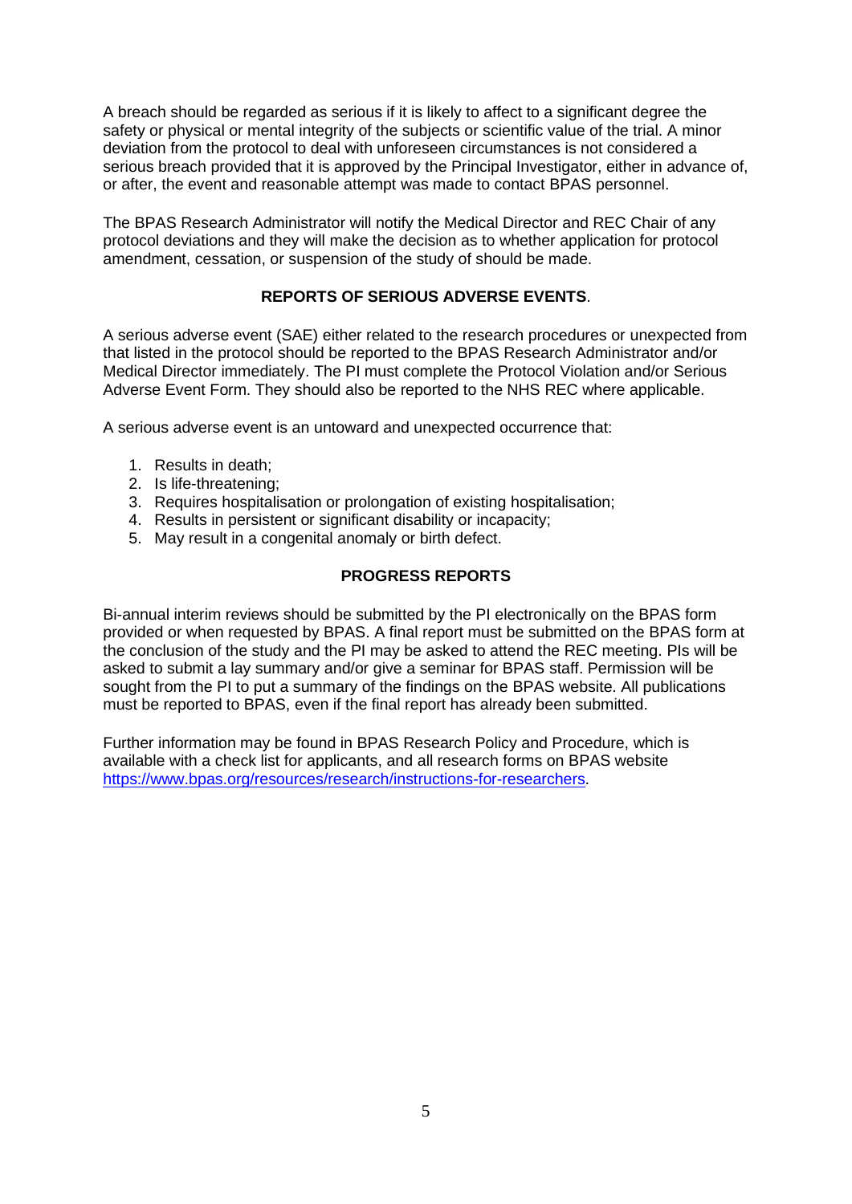A breach should be regarded as serious if it is likely to affect to a significant degree the safety or physical or mental integrity of the subjects or scientific value of the trial. A minor deviation from the protocol to deal with unforeseen circumstances is not considered a serious breach provided that it is approved by the Principal Investigator, either in advance of, or after, the event and reasonable attempt was made to contact BPAS personnel.

The BPAS Research Administrator will notify the Medical Director and REC Chair of any protocol deviations and they will make the decision as to whether application for protocol amendment, cessation, or suspension of the study of should be made.

## REPORTS OF SERIOUS ADVERSE EVENTS.

A serious adverse event (SAE) either related to the research procedures or unexpected from that listed in the protocol should be reported to the BPAS Research Administrator and/or Medical Director immediately. The PI must complete the Protocol Violation and/or Serious Adverse Event Form. They should also be reported to the NHS REC where applicable.

A serious adverse event is an untoward and unexpected occurrence that:

1. Results in death;
2. Is life-threatening;
3. Requires hospitalisation or prolongation of existing hospitalisation;
4. Results in persistent or significant disability or incapacity;
5. May result in a congenital anomaly or birth defect.

## PROGRESS REPORTS

Bi-annual interim reviews should be submitted by the PI electronically on the BPAS form provided or when requested by BPAS. A final report must be submitted on the BPAS form at the conclusion of the study and the PI may be asked to attend the REC meeting. PIs will be asked to submit a lay summary and/or give a seminar for BPAS staff. Permission will be sought from the PI to put a summary of the findings on the BPAS website. All publications must be reported to BPAS, even if the final report has already been submitted.

Further information may be found in BPAS Research Policy and Procedure, which is available with a check list for applicants, and all research forms on BPAS website [https://www.bpas.org/resources/research/instructions-for-researchers](https://www.bpas.org/resources/research/instructions-for-researchers).